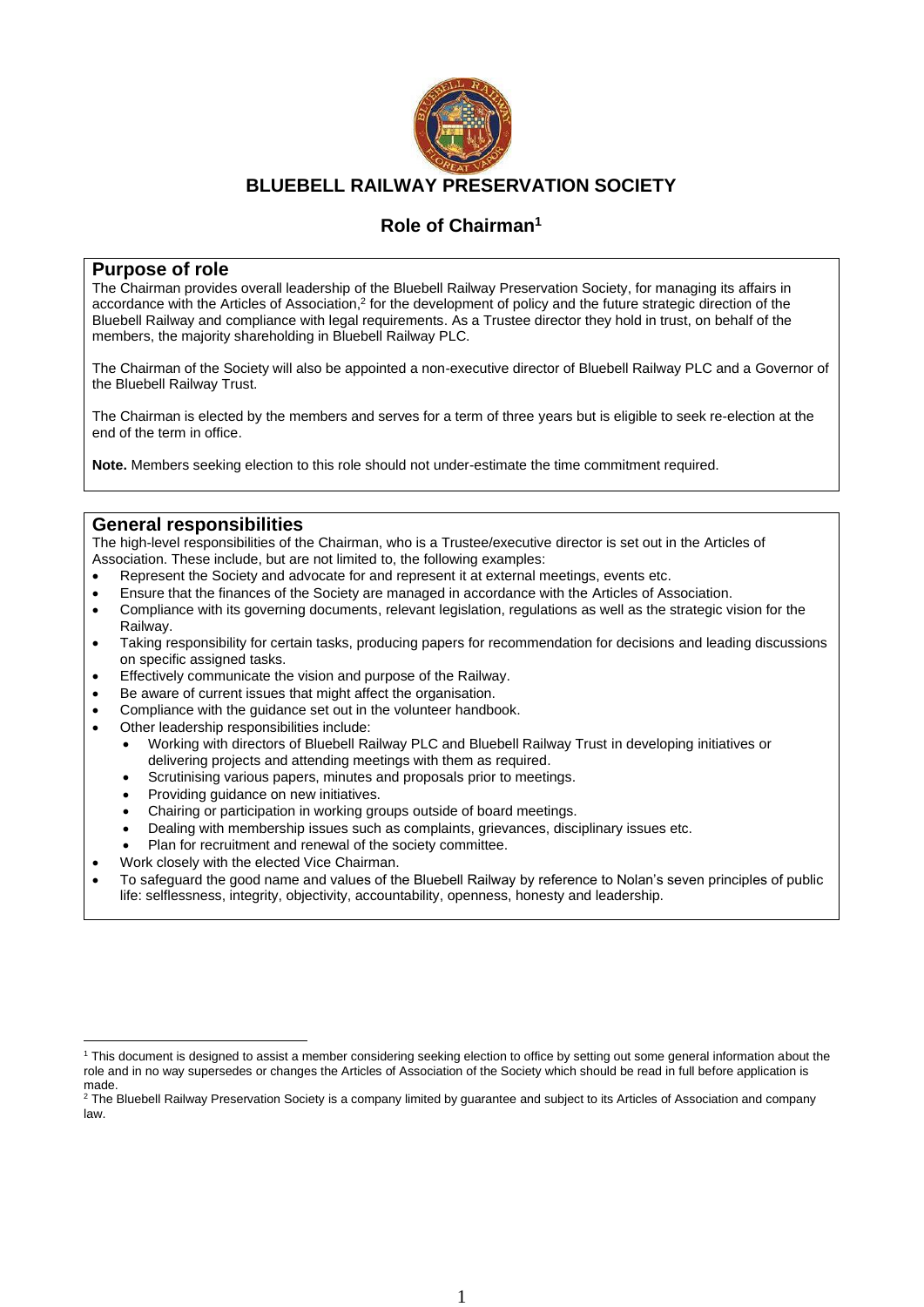# BLUEBELL RAILWAY PRESERVATION SOCIETY

## Role of Chairman[1]

### Purpose of role

The Chairman provides overall leadership of the Bluebell Railway Preservation Society, for managing its affairs in accordance with the Articles of Association,[2] for the development of policy and the future strategic direction of the Bluebell Railway and compliance with legal requirements. As a Trustee director they hold in trust, on behalf of the members, the majority shareholding in Bluebell Railway PLC.

The Chairman of the Society will also be appointed a non-executive director of Bluebell Railway PLC and a Governor of the Bluebell Railway Trust.

The Chairman is elected by the members and serves for a term of three years but is eligible to seek re-election at the end of the term in office.

**Note.** Members seeking election to this role should not under-estimate the time commitment required.

### General responsibilities

The high-level responsibilities of the Chairman, who is a Trustee/executive director is set out in the Articles of Association. These include, but are not limited to, the following examples:

- Represent the Society and advocate for and represent it at external meetings, events etc.
- Ensure that the finances of the Society are managed in accordance with the Articles of Association.
- Compliance with its governing documents, relevant legislation, regulations as well as the strategic vision for the Railway.
- Taking responsibility for certain tasks, producing papers for recommendation for decisions and leading discussions on specific assigned tasks.
- Effectively communicate the vision and purpose of the Railway.
- Be aware of current issues that might affect the organisation.
- Compliance with the guidance set out in the volunteer handbook.
- Other leadership responsibilities include:
  - Working with directors of Bluebell Railway PLC and Bluebell Railway Trust in developing initiatives or delivering projects and attending meetings with them as required.
  - Scrutinising various papers, minutes and proposals prior to meetings.
  - Providing guidance on new initiatives.
  - Chairing or participation in working groups outside of board meetings.
  - Dealing with membership issues such as complaints, grievances, disciplinary issues etc.
  - Plan for recruitment and renewal of the society committee.
- Work closely with the elected Vice Chairman.
- To safeguard the good name and values of the Bluebell Railway by reference to Nolan's seven principles of public life: selflessness, integrity, objectivity, accountability, openness, honesty and leadership.

---

[1] This document is designed to assist a member considering seeking election to office by setting out some general information about the role and in no way supersedes or changes the Articles of Association of the Society which should be read in full before application is made.

[2] The Bluebell Railway Preservation Society is a company limited by guarantee and subject to its Articles of Association and company law.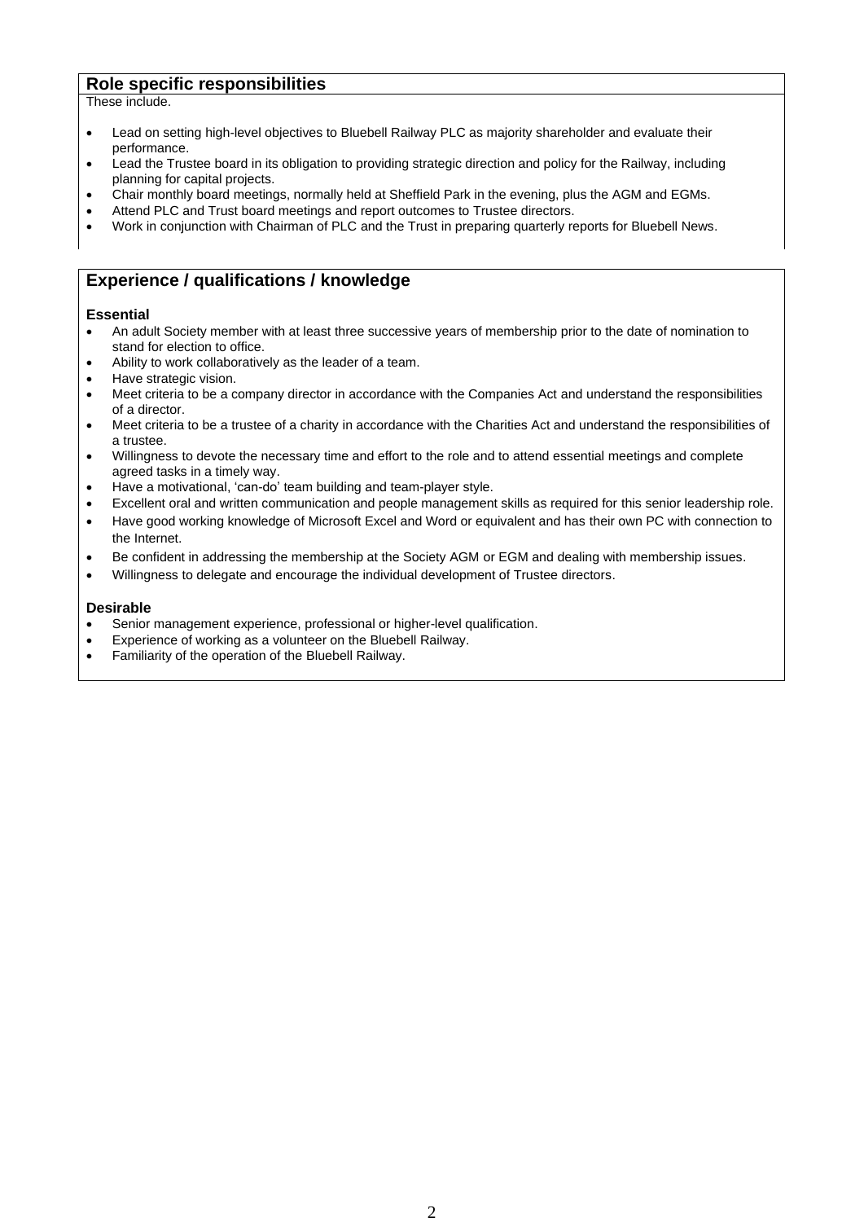## Role specific responsibilities

These include.

- Lead on setting high-level objectives to Bluebell Railway PLC as majority shareholder and evaluate their performance.
- Lead the Trustee board in its obligation to providing strategic direction and policy for the Railway, including planning for capital projects.
- Chair monthly board meetings, normally held at Sheffield Park in the evening, plus the AGM and EGMs.
- Attend PLC and Trust board meetings and report outcomes to Trustee directors.
- Work in conjunction with Chairman of PLC and the Trust in preparing quarterly reports for Bluebell News.

## Experience / qualifications / knowledge

**Essential**

- An adult Society member with at least three successive years of membership prior to the date of nomination to stand for election to office.
- Ability to work collaboratively as the leader of a team.
- Have strategic vision.
- Meet criteria to be a company director in accordance with the Companies Act and understand the responsibilities of a director.
- Meet criteria to be a trustee of a charity in accordance with the Charities Act and understand the responsibilities of a trustee.
- Willingness to devote the necessary time and effort to the role and to attend essential meetings and complete agreed tasks in a timely way.
- Have a motivational, 'can-do' team building and team-player style.
- Excellent oral and written communication and people management skills as required for this senior leadership role.
- Have good working knowledge of Microsoft Excel and Word or equivalent and has their own PC with connection to the Internet.
- Be confident in addressing the membership at the Society AGM or EGM and dealing with membership issues.
- Willingness to delegate and encourage the individual development of Trustee directors.

**Desirable**

- Senior management experience, professional or higher-level qualification.
- Experience of working as a volunteer on the Bluebell Railway.
- Familiarity of the operation of the Bluebell Railway.